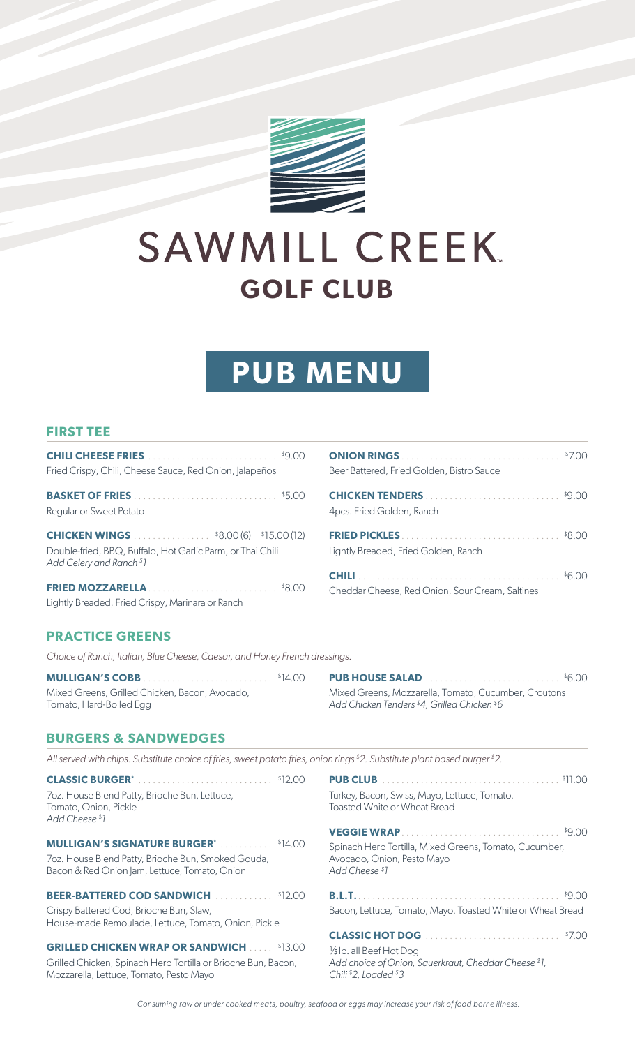# SAWMILL CREEK

## GOLF CLUB

# PUB MENU

## FIRST TEE

**CHILI CHEESE FRIES** ........ $9.00
Fried Crispy, Chili, Cheese Sauce, Red Onion, Jalapeños

**BASKET OF FRIES** ........ $5.00
Regular or Sweet Potato

**CHICKEN WINGS** ........ $8.00 (6) $15.00 (12)
Double-fried, BBQ, Buffalo, Hot Garlic Parm, or Thai Chili
*Add Celery and Ranch $1*

**FRIED MOZZARELLA** ........ $8.00
Lightly Breaded, Fried Crispy, Marinara or Ranch

**ONION RINGS** ........ $7.00
Beer Battered, Fried Golden, Bistro Sauce

**CHICKEN TENDERS** ........ $9.00
4pcs. Fried Golden, Ranch

**FRIED PICKLES** ........ $8.00
Lightly Breaded, Fried Golden, Ranch

**CHILI** ........ $6.00
Cheddar Cheese, Red Onion, Sour Cream, Saltines

## PRACTICE GREENS

*Choice of Ranch, Italian, Blue Cheese, Caesar, and Honey French dressings.*

**MULLIGAN'S COBB** ........ $14.00
Mixed Greens, Grilled Chicken, Bacon, Avocado, Tomato, Hard-Boiled Egg

**PUB HOUSE SALAD** ........ $6.00
Mixed Greens, Mozzarella, Tomato, Cucumber, Croutons
*Add Chicken Tenders $4, Grilled Chicken $6*

## BURGERS & SANDWEDGES

*All served with chips. Substitute choice of fries, sweet potato fries, onion rings $2. Substitute plant based burger $2.*

**CLASSIC BURGER*** ........ $12.00
7oz. House Blend Patty, Brioche Bun, Lettuce, Tomato, Onion, Pickle
*Add Cheese $1*

**MULLIGAN'S SIGNATURE BURGER*** ........ $14.00
7oz. House Blend Patty, Brioche Bun, Smoked Gouda, Bacon & Red Onion Jam, Lettuce, Tomato, Onion

**BEER-BATTERED COD SANDWICH** ........ $12.00
Crispy Battered Cod, Brioche Bun, Slaw, House-made Remoulade, Lettuce, Tomato, Onion, Pickle

**GRILLED CHICKEN WRAP OR SANDWICH** ........ $13.00
Grilled Chicken, Spinach Herb Tortilla or Brioche Bun, Bacon, Mozzarella, Lettuce, Tomato, Pesto Mayo

**PUB CLUB** ........ $11.00
Turkey, Bacon, Swiss, Mayo, Lettuce, Tomato, Toasted White or Wheat Bread

**VEGGIE WRAP** ........ $9.00
Spinach Herb Tortilla, Mixed Greens, Tomato, Cucumber, Avocado, Onion, Pesto Mayo
*Add Cheese $1*

**B.L.T.** ........ $9.00
Bacon, Lettuce, Tomato, Mayo, Toasted White or Wheat Bread

**CLASSIC HOT DOG** ........ $7.00
⅓lb. all Beef Hot Dog
*Add choice of Onion, Sauerkraut, Cheddar Cheese $1, Chili $2, Loaded $3*

*Consuming raw or under cooked meats, poultry, seafood or eggs may increase your risk of food borne illness.*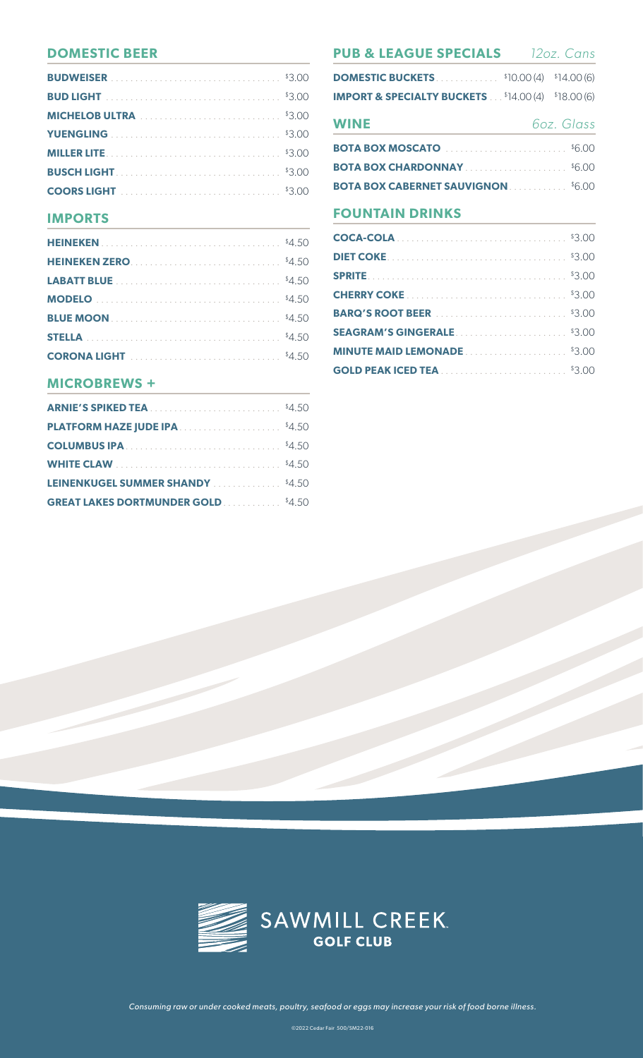## DOMESTIC BEER

| | |
|---|---|
| **BUDWEISER** | $3.00 |
| **BUD LIGHT** | $3.00 |
| **MICHELOB ULTRA** | $3.00 |
| **YUENGLING** | $3.00 |
| **MILLER LITE** | $3.00 |
| **BUSCH LIGHT** | $3.00 |
| **COORS LIGHT** | $3.00 |

## IMPORTS

| | |
|---|---|
| **HEINEKEN** | $4.50 |
| **HEINEKEN ZERO** | $4.50 |
| **LABATT BLUE** | $4.50 |
| **MODELO** | $4.50 |
| **BLUE MOON** | $4.50 |
| **STELLA** | $4.50 |
| **CORONA LIGHT** | $4.50 |

## MICROBREWS +

| | |
|---|---|
| **ARNIE'S SPIKED TEA** | $4.50 |
| **PLATFORM HAZE JUDE IPA** | $4.50 |
| **COLUMBUS IPA** | $4.50 |
| **WHITE CLAW** | $4.50 |
| **LEINENKUGEL SUMMER SHANDY** | $4.50 |
| **GREAT LAKES DORTMUNDER GOLD** | $4.50 |

## PUB & LEAGUE SPECIALS *12oz. Cans*

| | | |
|---|---|---|
| **DOMESTIC BUCKETS** | $10.00 (4) | $14.00 (6) |
| **IMPORT & SPECIALTY BUCKETS** | $14.00 (4) | $18.00 (6) |

## WINE *6oz. Glass*

| | |
|---|---|
| **BOTA BOX MOSCATO** | $6.00 |
| **BOTA BOX CHARDONNAY** | $6.00 |
| **BOTA BOX CABERNET SAUVIGNON** | $6.00 |

## FOUNTAIN DRINKS

| | |
|---|---|
| **COCA-COLA** | $3.00 |
| **DIET COKE** | $3.00 |
| **SPRITE** | $3.00 |
| **CHERRY COKE** | $3.00 |
| **BARQ'S ROOT BEER** | $3.00 |
| **SEAGRAM'S GINGERALE** | $3.00 |
| **MINUTE MAID LEMONADE** | $3.00 |
| **GOLD PEAK ICED TEA** | $3.00 |

SAWMILL CREEK GOLF CLUB

*Consuming raw or under cooked meats, poultry, seafood or eggs may increase your risk of food borne illness.*

©2022 Cedar Fair 500/SM22-016